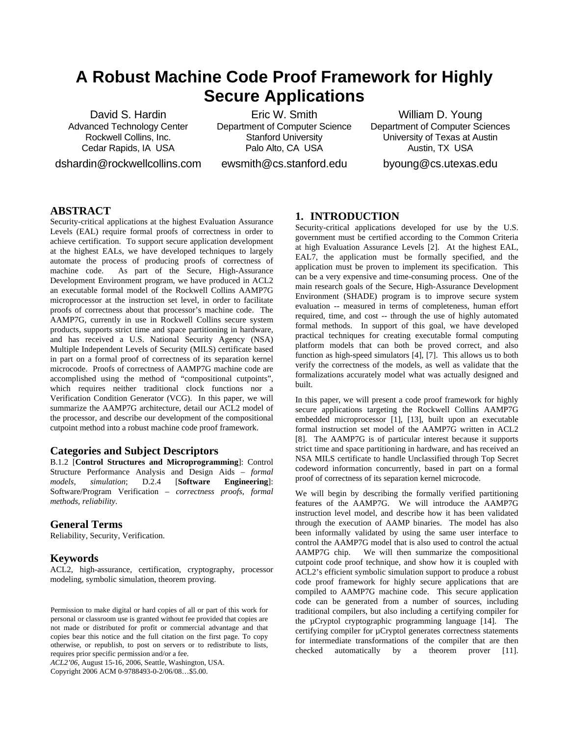# A Robust Machine Code Proof Framework for Highly Secure Applications

David S. Hardin
Advanced Technology Center
Rockwell Collins, Inc.
Cedar Rapids, IA USA
dshardin@rockwellcollins.com

Eric W. Smith
Department of Computer Science
Stanford University
Palo Alto, CA USA
ewsmith@cs.stanford.edu

William D. Young
Department of Computer Sciences
University of Texas at Austin
Austin, TX USA
byoung@cs.utexas.edu

## ABSTRACT

Security-critical applications at the highest Evaluation Assurance Levels (EAL) require formal proofs of correctness in order to achieve certification. To support secure application development at the highest EALs, we have developed techniques to largely automate the process of producing proofs of correctness of machine code. As part of the Secure, High-Assurance Development Environment program, we have produced in ACL2 an executable formal model of the Rockwell Collins AAMP7G microprocessor at the instruction set level, in order to facilitate proofs of correctness about that processor's machine code. The AAMP7G, currently in use in Rockwell Collins secure system products, supports strict time and space partitioning in hardware, and has received a U.S. National Security Agency (NSA) Multiple Independent Levels of Security (MILS) certificate based in part on a formal proof of correctness of its separation kernel microcode. Proofs of correctness of AAMP7G machine code are accomplished using the method of "compositional cutpoints", which requires neither traditional clock functions nor a Verification Condition Generator (VCG). In this paper, we will summarize the AAMP7G architecture, detail our ACL2 model of the processor, and describe our development of the compositional cutpoint method into a robust machine code proof framework.

### Categories and Subject Descriptors

B.1.2 [**Control Structures and Microprogramming**]: Control Structure Performance Analysis and Design Aids – *formal models, simulation*; D.2.4 [**Software Engineering**]: Software/Program Verification – *correctness proofs, formal methods, reliability*.

### General Terms

Reliability, Security, Verification.

### Keywords

ACL2, high-assurance, certification, cryptography, processor modeling, symbolic simulation, theorem proving.

Permission to make digital or hard copies of all or part of this work for personal or classroom use is granted without fee provided that copies are not made or distributed for profit or commercial advantage and that copies bear this notice and the full citation on the first page. To copy otherwise, or republish, to post on servers or to redistribute to lists, requires prior specific permission and/or a fee.
*ACL2'06*, August 15-16, 2006, Seattle, Washington, USA.
Copyright 2006 ACM 0-9788493-0-2/06/08…$5.00.

## 1. INTRODUCTION

Security-critical applications developed for use by the U.S. government must be certified according to the Common Criteria at high Evaluation Assurance Levels [2]. At the highest EAL, EAL7, the application must be formally specified, and the application must be proven to implement its specification. This can be a very expensive and time-consuming process. One of the main research goals of the Secure, High-Assurance Development Environment (SHADE) program is to improve secure system evaluation -- measured in terms of completeness, human effort required, time, and cost -- through the use of highly automated formal methods. In support of this goal, we have developed practical techniques for creating executable formal computing platform models that can both be proved correct, and also function as high-speed simulators [4], [7]. This allows us to both verify the correctness of the models, as well as validate that the formalizations accurately model what was actually designed and built.

In this paper, we will present a code proof framework for highly secure applications targeting the Rockwell Collins AAMP7G embedded microprocessor [1], [13], built upon an executable formal instruction set model of the AAMP7G written in ACL2 [8]. The AAMP7G is of particular interest because it supports strict time and space partitioning in hardware, and has received an NSA MILS certificate to handle Unclassified through Top Secret codeword information concurrently, based in part on a formal proof of correctness of its separation kernel microcode.

We will begin by describing the formally verified partitioning features of the AAMP7G. We will introduce the AAMP7G instruction level model, and describe how it has been validated through the execution of AAMP binaries. The model has also been informally validated by using the same user interface to control the AAMP7G model that is also used to control the actual AAMP7G chip. We will then summarize the compositional cutpoint code proof technique, and show how it is coupled with ACL2's efficient symbolic simulation support to produce a robust code proof framework for highly secure applications that are compiled to AAMP7G machine code. This secure application code can be generated from a number of sources, including traditional compilers, but also including a certifying compiler for the µCryptol cryptographic programming language [14]. The certifying compiler for µCryptol generates correctness statements for intermediate transformations of the compiler that are then checked automatically by a theorem prover [11].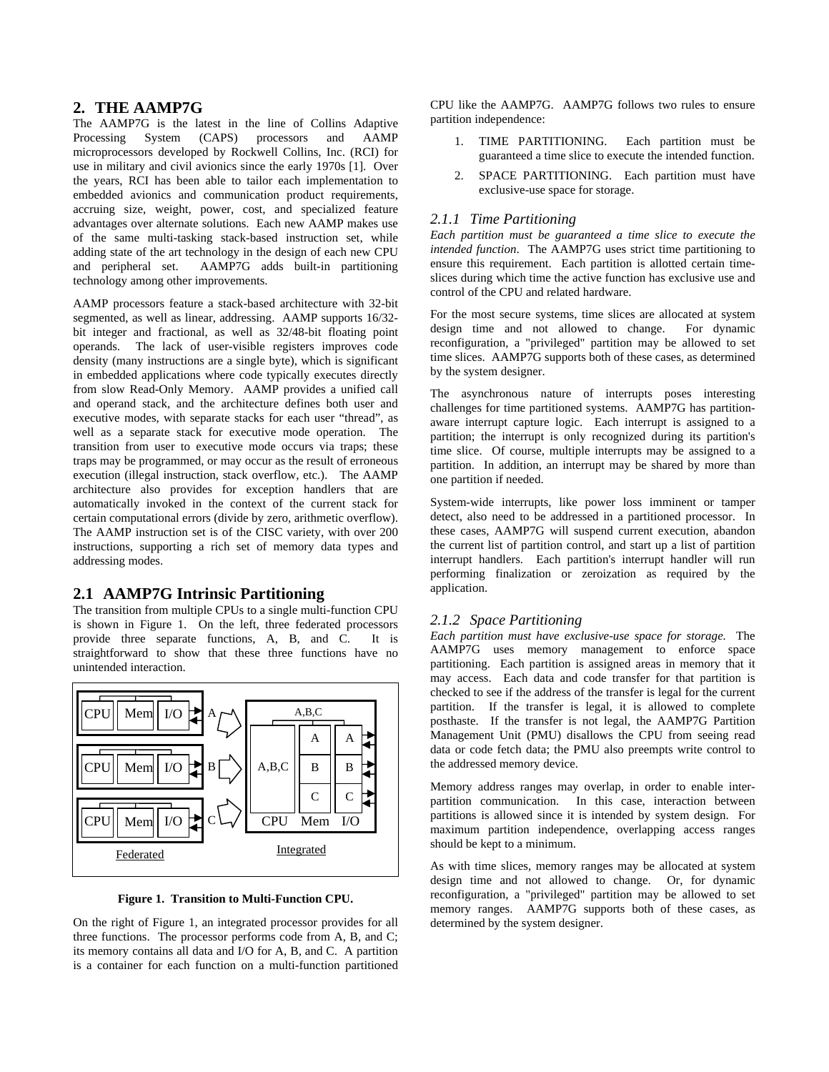## 2. THE AAMP7G

The AAMP7G is the latest in the line of Collins Adaptive Processing System (CAPS) processors and AAMP microprocessors developed by Rockwell Collins, Inc. (RCI) for use in military and civil avionics since the early 1970s [1]. Over the years, RCI has been able to tailor each implementation to embedded avionics and communication product requirements, accruing size, weight, power, cost, and specialized feature advantages over alternate solutions. Each new AAMP makes use of the same multi-tasking stack-based instruction set, while adding state of the art technology in the design of each new CPU and peripheral set. AAMP7G adds built-in partitioning technology among other improvements.

AAMP processors feature a stack-based architecture with 32-bit segmented, as well as linear, addressing. AAMP supports 16/32-bit integer and fractional, as well as 32/48-bit floating point operands. The lack of user-visible registers improves code density (many instructions are a single byte), which is significant in embedded applications where code typically executes directly from slow Read-Only Memory. AAMP provides a unified call and operand stack, and the architecture defines both user and executive modes, with separate stacks for each user "thread", as well as a separate stack for executive mode operation. The transition from user to executive mode occurs via traps; these traps may be programmed, or may occur as the result of erroneous execution (illegal instruction, stack overflow, etc.). The AAMP architecture also provides for exception handlers that are automatically invoked in the context of the current stack for certain computational errors (divide by zero, arithmetic overflow). The AAMP instruction set is of the CISC variety, with over 200 instructions, supporting a rich set of memory data types and addressing modes.

## 2.1 AAMP7G Intrinsic Partitioning

The transition from multiple CPUs to a single multi-function CPU is shown in Figure 1. On the left, three federated processors provide three separate functions, A, B, and C. It is straightforward to show that these three functions have no unintended interaction.

**Figure 1. Transition to Multi-Function CPU.**

On the right of Figure 1, an integrated processor provides for all three functions. The processor performs code from A, B, and C; its memory contains all data and I/O for A, B, and C. A partition is a container for each function on a multi-function partitioned CPU like the AAMP7G. AAMP7G follows two rules to ensure partition independence:

1. TIME PARTITIONING. Each partition must be guaranteed a time slice to execute the intended function.
2. SPACE PARTITIONING. Each partition must have exclusive-use space for storage.

### 2.1.1 Time Partitioning

*Each partition must be guaranteed a time slice to execute the intended function*. The AAMP7G uses strict time partitioning to ensure this requirement. Each partition is allotted certain time-slices during which time the active function has exclusive use and control of the CPU and related hardware.

For the most secure systems, time slices are allocated at system design time and not allowed to change. For dynamic reconfiguration, a "privileged" partition may be allowed to set time slices. AAMP7G supports both of these cases, as determined by the system designer.

The asynchronous nature of interrupts poses interesting challenges for time partitioned systems. AAMP7G has partition-aware interrupt capture logic. Each interrupt is assigned to a partition; the interrupt is only recognized during its partition's time slice. Of course, multiple interrupts may be assigned to a partition. In addition, an interrupt may be shared by more than one partition if needed.

System-wide interrupts, like power loss imminent or tamper detect, also need to be addressed in a partitioned processor. In these cases, AAMP7G will suspend current execution, abandon the current list of partition control, and start up a list of partition interrupt handlers. Each partition's interrupt handler will run performing finalization or zeroization as required by the application.

### 2.1.2 Space Partitioning

*Each partition must have exclusive-use space for storage.* The AAMP7G uses memory management to enforce space partitioning. Each partition is assigned areas in memory that it may access. Each data and code transfer for that partition is checked to see if the address of the transfer is legal for the current partition. If the transfer is legal, it is allowed to complete posthaste. If the transfer is not legal, the AAMP7G Partition Management Unit (PMU) disallows the CPU from seeing read data or code fetch data; the PMU also preempts write control to the addressed memory device.

Memory address ranges may overlap, in order to enable inter-partition communication. In this case, interaction between partitions is allowed since it is intended by system design. For maximum partition independence, overlapping access ranges should be kept to a minimum.

As with time slices, memory ranges may be allocated at system design time and not allowed to change. Or, for dynamic reconfiguration, a "privileged" partition may be allowed to set memory ranges. AAMP7G supports both of these cases, as determined by the system designer.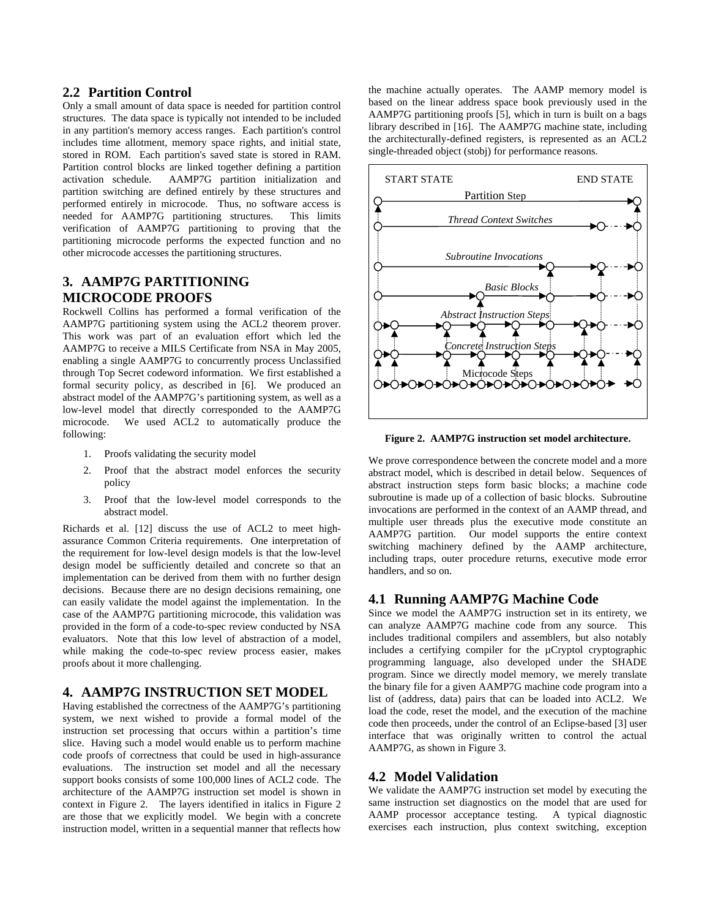## 2.2 Partition Control

Only a small amount of data space is needed for partition control structures. The data space is typically not intended to be included in any partition's memory access ranges. Each partition's control includes time allotment, memory space rights, and initial state, stored in ROM. Each partition's saved state is stored in RAM. Partition control blocks are linked together defining a partition activation schedule. AAMP7G partition initialization and partition switching are defined entirely by these structures and performed entirely in microcode. Thus, no software access is needed for AAMP7G partitioning structures. This limits verification of AAMP7G partitioning to proving that the partitioning microcode performs the expected function and no other microcode accesses the partitioning structures.

# 3. AAMP7G PARTITIONING MICROCODE PROOFS

Rockwell Collins has performed a formal verification of the AAMP7G partitioning system using the ACL2 theorem prover. This work was part of an evaluation effort which led the AAMP7G to receive a MILS Certificate from NSA in May 2005, enabling a single AAMP7G to concurrently process Unclassified through Top Secret codeword information. We first established a formal security policy, as described in [6]. We produced an abstract model of the AAMP7G's partitioning system, as well as a low-level model that directly corresponded to the AAMP7G microcode. We used ACL2 to automatically produce the following:

1. Proofs validating the security model
2. Proof that the abstract model enforces the security policy
3. Proof that the low-level model corresponds to the abstract model.

Richards et al. [12] discuss the use of ACL2 to meet high-assurance Common Criteria requirements. One interpretation of the requirement for low-level design models is that the low-level design model be sufficiently detailed and concrete so that an implementation can be derived from them with no further design decisions. Because there are no design decisions remaining, one can easily validate the model against the implementation. In the case of the AAMP7G partitioning microcode, this validation was provided in the form of a code-to-spec review conducted by NSA evaluators. Note that this low level of abstraction of a model, while making the code-to-spec review process easier, makes proofs about it more challenging.

# 4. AAMP7G INSTRUCTION SET MODEL

Having established the correctness of the AAMP7G's partitioning system, we next wished to provide a formal model of the instruction set processing that occurs within a partition's time slice. Having such a model would enable us to perform machine code proofs of correctness that could be used in high-assurance evaluations. The instruction set model and all the necessary support books consists of some 100,000 lines of ACL2 code. The architecture of the AAMP7G instruction set model is shown in context in Figure 2. The layers identified in italics in Figure 2 are those that we explicitly model. We begin with a concrete instruction model, written in a sequential manner that reflects how the machine actually operates. The AAMP memory model is based on the linear address space book previously used in the AAMP7G partitioning proofs [5], which in turn is built on a bags library described in [16]. The AAMP7G machine state, including the architecturally-defined registers, is represented as an ACL2 single-threaded object (stobj) for performance reasons.

START STATE — END STATE

Partition Step

*Thread Context Switches*

*Subroutine Invocations*

*Basic Blocks*

*Abstract Instruction Steps*

*Concrete Instruction Steps*

Microcode Steps

**Figure 2. AAMP7G instruction set model architecture.**

We prove correspondence between the concrete model and a more abstract model, which is described in detail below. Sequences of abstract instruction steps form basic blocks; a machine code subroutine is made up of a collection of basic blocks. Subroutine invocations are performed in the context of an AAMP thread, and multiple user threads plus the executive mode constitute an AAMP7G partition. Our model supports the entire context switching machinery defined by the AAMP architecture, including traps, outer procedure returns, executive mode error handlers, and so on.

## 4.1 Running AAMP7G Machine Code

Since we model the AAMP7G instruction set in its entirety, we can analyze AAMP7G machine code from any source. This includes traditional compilers and assemblers, but also notably includes a certifying compiler for the µCryptol cryptographic programming language, also developed under the SHADE program. Since we directly model memory, we merely translate the binary file for a given AAMP7G machine code program into a list of (address, data) pairs that can be loaded into ACL2. We load the code, reset the model, and the execution of the machine code then proceeds, under the control of an Eclipse-based [3] user interface that was originally written to control the actual AAMP7G, as shown in Figure 3.

## 4.2 Model Validation

We validate the AAMP7G instruction set model by executing the same instruction set diagnostics on the model that are used for AAMP processor acceptance testing. A typical diagnostic exercises each instruction, plus context switching, exception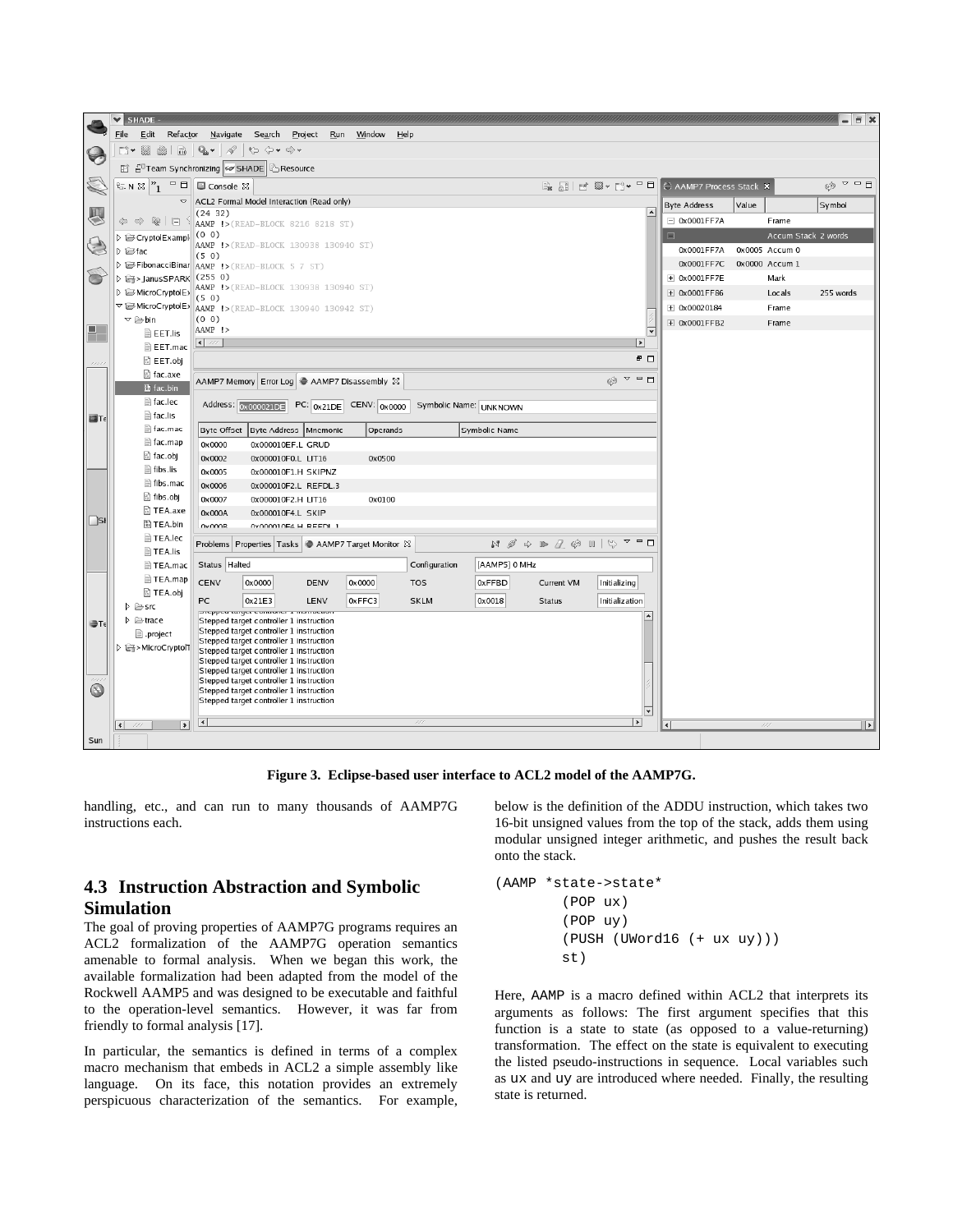Figure 3. Eclipse-based user interface to ACL2 model of the AAMP7G.

handling, etc., and can run to many thousands of AAMP7G instructions each.

## 4.3 Instruction Abstraction and Symbolic Simulation

The goal of proving properties of AAMP7G programs requires an ACL2 formalization of the AAMP7G operation semantics amenable to formal analysis. When we began this work, the available formalization had been adapted from the model of the Rockwell AAMP5 and was designed to be executable and faithful to the operation-level semantics. However, it was far from friendly to formal analysis [17].

In particular, the semantics is defined in terms of a complex macro mechanism that embeds in ACL2 a simple assembly like language. On its face, this notation provides an extremely perspicuous characterization of the semantics. For example, below is the definition of the ADDU instruction, which takes two 16-bit unsigned values from the top of the stack, adds them using modular unsigned integer arithmetic, and pushes the result back onto the stack.

```
(AAMP *state->state*
      (POP ux)
      (POP uy)
      (PUSH (UWord16 (+ ux uy)))
      st)
```

Here, AAMP is a macro defined within ACL2 that interprets its arguments as follows: The first argument specifies that this function is a state to state (as opposed to a value-returning) transformation. The effect on the state is equivalent to executing the listed pseudo-instructions in sequence. Local variables such as ux and uy are introduced where needed. Finally, the resulting state is returned.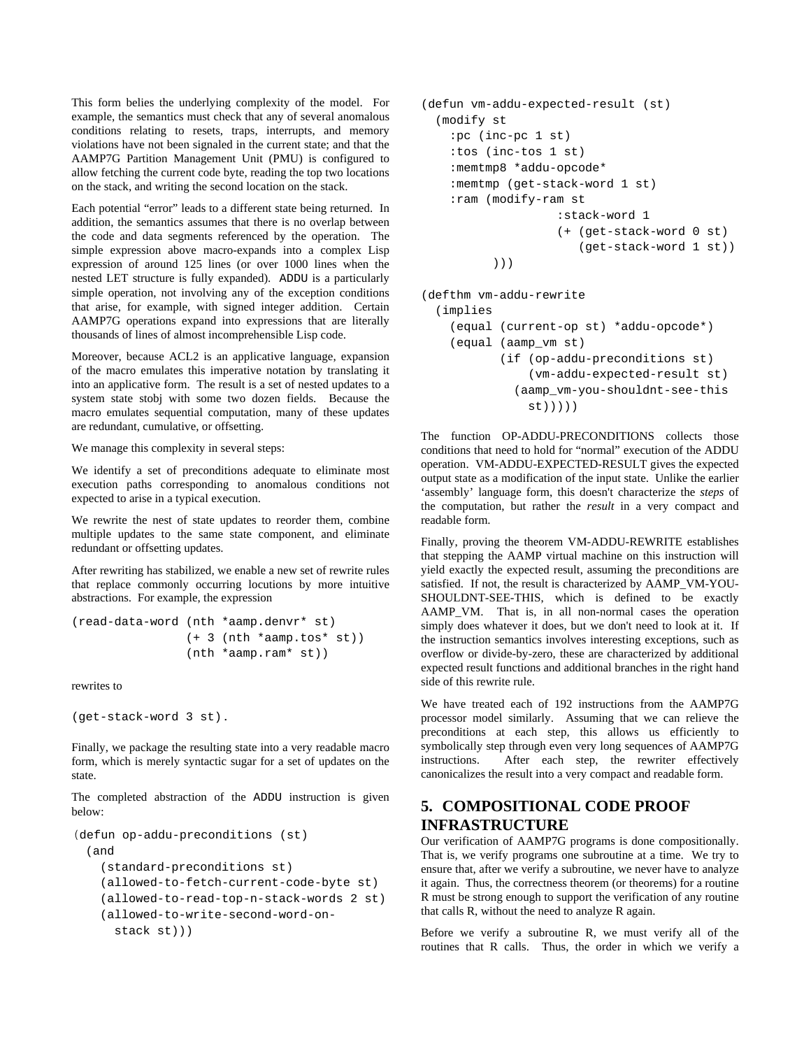This form belies the underlying complexity of the model. For example, the semantics must check that any of several anomalous conditions relating to resets, traps, interrupts, and memory violations have not been signaled in the current state; and that the AAMP7G Partition Management Unit (PMU) is configured to allow fetching the current code byte, reading the top two locations on the stack, and writing the second location on the stack.

Each potential "error" leads to a different state being returned. In addition, the semantics assumes that there is no overlap between the code and data segments referenced by the operation. The simple expression above macro-expands into a complex Lisp expression of around 125 lines (or over 1000 lines when the nested LET structure is fully expanded). ADDU is a particularly simple operation, not involving any of the exception conditions that arise, for example, with signed integer addition. Certain AAMP7G operations expand into expressions that are literally thousands of lines of almost incomprehensible Lisp code.

Moreover, because ACL2 is an applicative language, expansion of the macro emulates this imperative notation by translating it into an applicative form. The result is a set of nested updates to a system state stobj with some two dozen fields. Because the macro emulates sequential computation, many of these updates are redundant, cumulative, or offsetting.

We manage this complexity in several steps:

We identify a set of preconditions adequate to eliminate most execution paths corresponding to anomalous conditions not expected to arise in a typical execution.

We rewrite the nest of state updates to reorder them, combine multiple updates to the same state component, and eliminate redundant or offsetting updates.

After rewriting has stabilized, we enable a new set of rewrite rules that replace commonly occurring locutions by more intuitive abstractions. For example, the expression

```
(read-data-word (nth *aamp.denvr* st)
                (+ 3 (nth *aamp.tos* st))
                (nth *aamp.ram* st))
```

rewrites to

```
(get-stack-word 3 st).
```

Finally, we package the resulting state into a very readable macro form, which is merely syntactic sugar for a set of updates on the state.

The completed abstraction of the ADDU instruction is given below:

```
(defun op-addu-preconditions (st)
  (and
    (standard-preconditions st)
    (allowed-to-fetch-current-code-byte st)
    (allowed-to-read-top-n-stack-words 2 st)
    (allowed-to-write-second-word-on-
      stack st)))
```

```
(defun vm-addu-expected-result (st)
  (modify st
    :pc (inc-pc 1 st)
    :tos (inc-tos 1 st)
    :memtmp8 *addu-opcode*
    :memtmp (get-stack-word 1 st)
    :ram (modify-ram st
                  :stack-word 1
                  (+ (get-stack-word 0 st)
                     (get-stack-word 1 st))
          )))

(defthm vm-addu-rewrite
  (implies
    (equal (current-op st) *addu-opcode*)
    (equal (aamp_vm st)
           (if (op-addu-preconditions st)
               (vm-addu-expected-result st)
             (aamp_vm-you-shouldnt-see-this
               st)))))
```

The function OP-ADDU-PRECONDITIONS collects those conditions that need to hold for "normal" execution of the ADDU operation. VM-ADDU-EXPECTED-RESULT gives the expected output state as a modification of the input state. Unlike the earlier 'assembly' language form, this doesn't characterize the *steps* of the computation, but rather the *result* in a very compact and readable form.

Finally, proving the theorem VM-ADDU-REWRITE establishes that stepping the AAMP virtual machine on this instruction will yield exactly the expected result, assuming the preconditions are satisfied. If not, the result is characterized by AAMP_VM-YOU-SHOULDNT-SEE-THIS, which is defined to be exactly AAMP_VM. That is, in all non-normal cases the operation simply does whatever it does, but we don't need to look at it. If the instruction semantics involves interesting exceptions, such as overflow or divide-by-zero, these are characterized by additional expected result functions and additional branches in the right hand side of this rewrite rule.

We have treated each of 192 instructions from the AAMP7G processor model similarly. Assuming that we can relieve the preconditions at each step, this allows us efficiently to symbolically step through even very long sequences of AAMP7G instructions. After each step, the rewriter effectively canonicalizes the result into a very compact and readable form.

## 5. COMPOSITIONAL CODE PROOF INFRASTRUCTURE

Our verification of AAMP7G programs is done compositionally. That is, we verify programs one subroutine at a time. We try to ensure that, after we verify a subroutine, we never have to analyze it again. Thus, the correctness theorem (or theorems) for a routine R must be strong enough to support the verification of any routine that calls R, without the need to analyze R again.

Before we verify a subroutine R, we must verify all of the routines that R calls. Thus, the order in which we verify a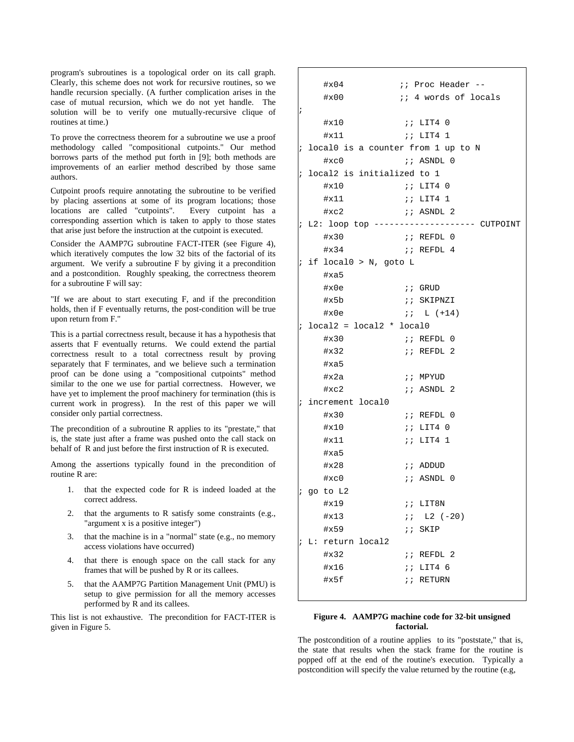program's subroutines is a topological order on its call graph. Clearly, this scheme does not work for recursive routines, so we handle recursion specially. (A further complication arises in the case of mutual recursion, which we do not yet handle. The solution will be to verify one mutually-recursive clique of routines at time.)

To prove the correctness theorem for a subroutine we use a proof methodology called "compositional cutpoints." Our method borrows parts of the method put forth in [9]; both methods are improvements of an earlier method described by those same authors.

Cutpoint proofs require annotating the subroutine to be verified by placing assertions at some of its program locations; those locations are called "cutpoints". Every cutpoint has a corresponding assertion which is taken to apply to those states that arise just before the instruction at the cutpoint is executed.

Consider the AAMP7G subroutine FACT-ITER (see Figure 4), which iteratively computes the low 32 bits of the factorial of its argument. We verify a subroutine F by giving it a precondition and a postcondition. Roughly speaking, the correctness theorem for a subroutine F will say:

"If we are about to start executing F, and if the precondition holds, then if F eventually returns, the post-condition will be true upon return from F."

This is a partial correctness result, because it has a hypothesis that asserts that F eventually returns. We could extend the partial correctness result to a total correctness result by proving separately that F terminates, and we believe such a termination proof can be done using a "compositional cutpoints" method similar to the one we use for partial correctness. However, we have yet to implement the proof machinery for termination (this is current work in progress). In the rest of this paper we will consider only partial correctness.

The precondition of a subroutine R applies to its "prestate," that is, the state just after a frame was pushed onto the call stack on behalf of R and just before the first instruction of R is executed.

Among the assertions typically found in the precondition of routine R are:

1. that the expected code for R is indeed loaded at the correct address.
2. that the arguments to R satisfy some constraints (e.g., "argument x is a positive integer")
3. that the machine is in a "normal" state (e.g., no memory access violations have occurred)
4. that there is enough space on the call stack for any frames that will be pushed by R or its callees.
5. that the AAMP7G Partition Management Unit (PMU) is setup to give permission for all the memory accesses performed by R and its callees.

This list is not exhaustive. The precondition for FACT-ITER is given in Figure 5.

```
    #x04           ;; Proc Header --
    #x00           ;; 4 words of locals
;
    #x10            ;; LIT4 0
    #x11            ;; LIT4 1
; local0 is a counter from 1 up to N
    #xc0            ;; ASNDL 0
; local2 is initialized to 1
    #x10            ;; LIT4 0
    #x11            ;; LIT4 1
    #xc2            ;; ASNDL 2
; L2: loop top -------------------- CUTPOINT
    #x30            ;; REFDL 0
    #x34            ;; REFDL 4
; if local0 > N, goto L
    #xa5
    #x0e            ;; GRUD
    #x5b            ;; SKIPNZI
    #x0e            ;;  L (+14)
; local2 = local2 * local0
    #x30            ;; REFDL 0
    #x32            ;; REFDL 2
    #xa5
    #x2a            ;; MPYUD
    #xc2            ;; ASNDL 2
; increment local0
    #x30            ;; REFDL 0
    #x10            ;; LIT4 0
    #x11            ;; LIT4 1
    #xa5
    #x28            ;; ADDUD
    #xc0            ;; ASNDL 0
; go to L2
    #x19            ;; LIT8N
    #x13            ;;  L2 (-20)
    #x59            ;; SKIP
; L: return local2
    #x32            ;; REFDL 2
    #x16            ;; LIT4 6
    #x5f            ;; RETURN
```

**Figure 4. AAMP7G machine code for 32-bit unsigned factorial.**

The postcondition of a routine applies to its "poststate," that is, the state that results when the stack frame for the routine is popped off at the end of the routine's execution. Typically a postcondition will specify the value returned by the routine (e.g,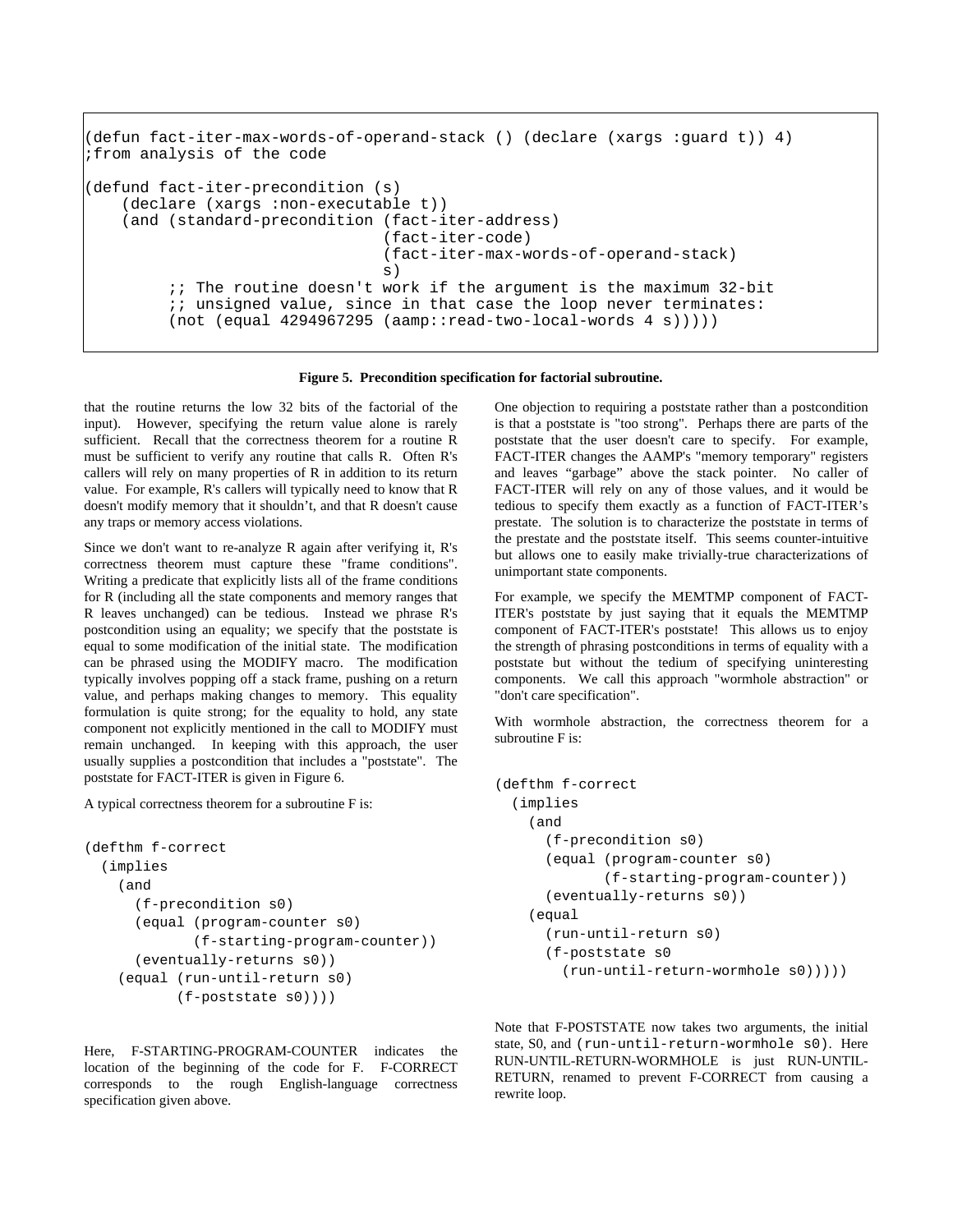```
(defun fact-iter-max-words-of-operand-stack () (declare (xargs :guard t)) 4)
;from analysis of the code

(defund fact-iter-precondition (s)
    (declare (xargs :non-executable t))
    (and (standard-precondition (fact-iter-address)
                                (fact-iter-code)
                                (fact-iter-max-words-of-operand-stack)
                                s)
         ;; The routine doesn't work if the argument is the maximum 32-bit
         ;; unsigned value, since in that case the loop never terminates:
         (not (equal 4294967295 (aamp::read-two-local-words 4 s)))))
```

**Figure 5. Precondition specification for factorial subroutine.**

that the routine returns the low 32 bits of the factorial of the input). However, specifying the return value alone is rarely sufficient. Recall that the correctness theorem for a routine R must be sufficient to verify any routine that calls R. Often R's callers will rely on many properties of R in addition to its return value. For example, R's callers will typically need to know that R doesn't modify memory that it shouldn't, and that R doesn't cause any traps or memory access violations.

Since we don't want to re-analyze R again after verifying it, R's correctness theorem must capture these "frame conditions". Writing a predicate that explicitly lists all of the frame conditions for R (including all the state components and memory ranges that R leaves unchanged) can be tedious. Instead we phrase R's postcondition using an equality; we specify that the poststate is equal to some modification of the initial state. The modification can be phrased using the MODIFY macro. The modification typically involves popping off a stack frame, pushing on a return value, and perhaps making changes to memory. This equality formulation is quite strong; for the equality to hold, any state component not explicitly mentioned in the call to MODIFY must remain unchanged. In keeping with this approach, the user usually supplies a postcondition that includes a "poststate". The poststate for FACT-ITER is given in Figure 6.

A typical correctness theorem for a subroutine F is:

```
(defthm f-correct
  (implies
    (and
      (f-precondition s0)
      (equal (program-counter s0)
             (f-starting-program-counter))
      (eventually-returns s0))
    (equal (run-until-return s0)
           (f-poststate s0))))
```

Here, F-STARTING-PROGRAM-COUNTER indicates the location of the beginning of the code for F. F-CORRECT corresponds to the rough English-language correctness specification given above.

One objection to requiring a poststate rather than a postcondition is that a poststate is "too strong". Perhaps there are parts of the poststate that the user doesn't care to specify. For example, FACT-ITER changes the AAMP's "memory temporary" registers and leaves "garbage" above the stack pointer. No caller of FACT-ITER will rely on any of those values, and it would be tedious to specify them exactly as a function of FACT-ITER's prestate. The solution is to characterize the poststate in terms of the prestate and the poststate itself. This seems counter-intuitive but allows one to easily make trivially-true characterizations of unimportant state components.

For example, we specify the MEMTMP component of FACT-ITER's poststate by just saying that it equals the MEMTMP component of FACT-ITER's poststate! This allows us to enjoy the strength of phrasing postconditions in terms of equality with a poststate but without the tedium of specifying uninteresting components. We call this approach "wormhole abstraction" or "don't care specification".

With wormhole abstraction, the correctness theorem for a subroutine F is:

```
(defthm f-correct
  (implies
    (and
      (f-precondition s0)
      (equal (program-counter s0)
             (f-starting-program-counter))
      (eventually-returns s0))
    (equal
      (run-until-return s0)
      (f-poststate s0
        (run-until-return-wormhole s0)))))
```

Note that F-POSTSTATE now takes two arguments, the initial state, S0, and `(run-until-return-wormhole s0)`. Here RUN-UNTIL-RETURN-WORMHOLE is just RUN-UNTIL-RETURN, renamed to prevent F-CORRECT from causing a rewrite loop.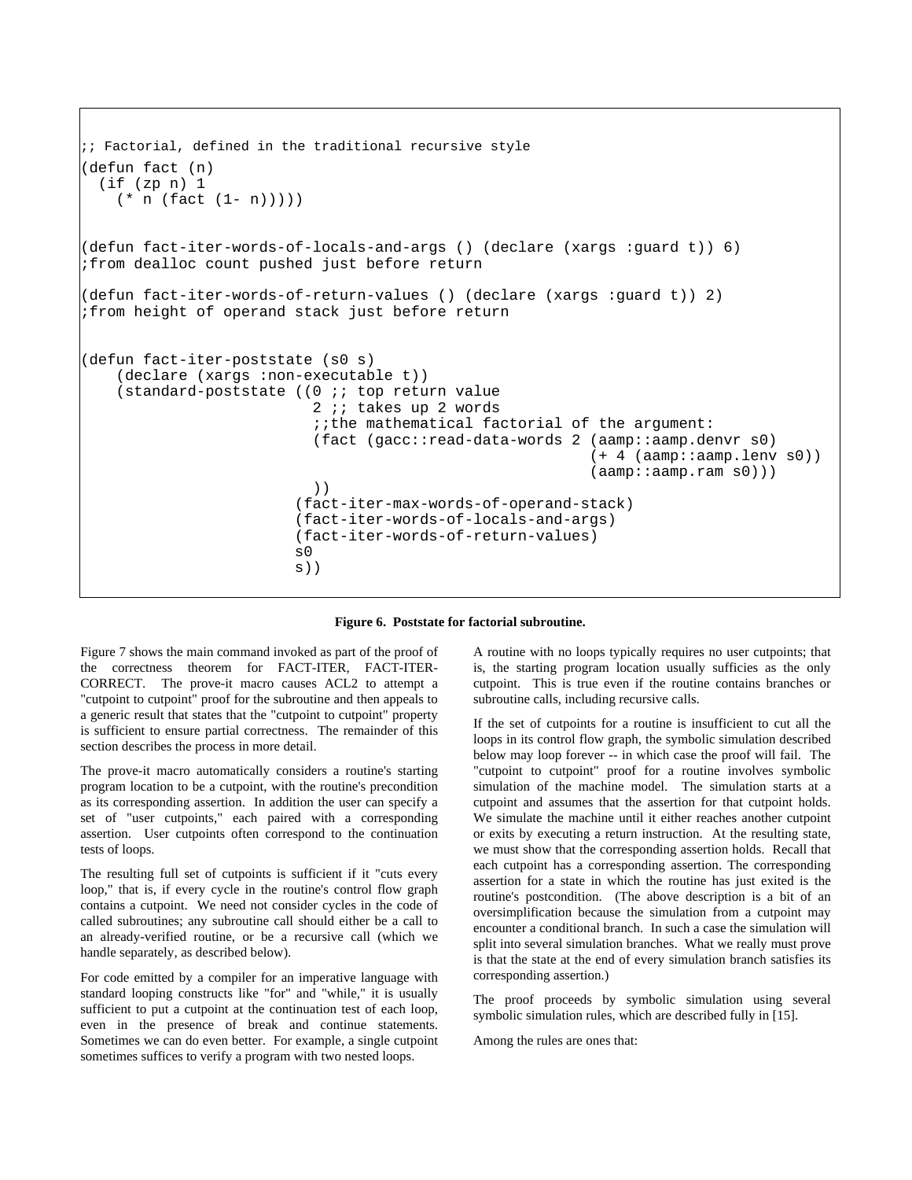```
;; Factorial, defined in the traditional recursive style
(defun fact (n)
  (if (zp n) 1
    (* n (fact (1- n)))))

(defun fact-iter-words-of-locals-and-args () (declare (xargs :guard t)) 6)
;from dealloc count pushed just before return

(defun fact-iter-words-of-return-values () (declare (xargs :guard t)) 2)
;from height of operand stack just before return


(defun fact-iter-poststate (s0 s)
    (declare (xargs :non-executable t))
    (standard-poststate ((0 ;; top return value
                          2 ;; takes up 2 words
                          ;;the mathematical factorial of the argument:
                          (fact (gacc::read-data-words 2 (aamp::aamp.denvr s0)
                                                      (+ 4 (aamp::aamp.lenv s0))
                                                      (aamp::aamp.ram s0)))
                          ))
                        (fact-iter-max-words-of-operand-stack)
                        (fact-iter-words-of-locals-and-args)
                        (fact-iter-words-of-return-values)
                        s0
                        s))
```

**Figure 6. Poststate for factorial subroutine.**

Figure 7 shows the main command invoked as part of the proof of the correctness theorem for FACT-ITER, FACT-ITER-CORRECT. The prove-it macro causes ACL2 to attempt a "cutpoint to cutpoint" proof for the subroutine and then appeals to a generic result that states that the "cutpoint to cutpoint" property is sufficient to ensure partial correctness. The remainder of this section describes the process in more detail.

The prove-it macro automatically considers a routine's starting program location to be a cutpoint, with the routine's precondition as its corresponding assertion. In addition the user can specify a set of "user cutpoints," each paired with a corresponding assertion. User cutpoints often correspond to the continuation tests of loops.

The resulting full set of cutpoints is sufficient if it "cuts every loop," that is, if every cycle in the routine's control flow graph contains a cutpoint. We need not consider cycles in the code of called subroutines; any subroutine call should either be a call to an already-verified routine, or be a recursive call (which we handle separately, as described below).

For code emitted by a compiler for an imperative language with standard looping constructs like "for" and "while," it is usually sufficient to put a cutpoint at the continuation test of each loop, even in the presence of break and continue statements. Sometimes we can do even better. For example, a single cutpoint sometimes suffices to verify a program with two nested loops.

A routine with no loops typically requires no user cutpoints; that is, the starting program location usually sufficies as the only cutpoint. This is true even if the routine contains branches or subroutine calls, including recursive calls.

If the set of cutpoints for a routine is insufficient to cut all the loops in its control flow graph, the symbolic simulation described below may loop forever -- in which case the proof will fail. The "cutpoint to cutpoint" proof for a routine involves symbolic simulation of the machine model. The simulation starts at a cutpoint and assumes that the assertion for that cutpoint holds. We simulate the machine until it either reaches another cutpoint or exits by executing a return instruction. At the resulting state, we must show that the corresponding assertion holds. Recall that each cutpoint has a corresponding assertion. The corresponding assertion for a state in which the routine has just exited is the routine's postcondition. (The above description is a bit of an oversimplification because the simulation from a cutpoint may encounter a conditional branch. In such a case the simulation will split into several simulation branches. What we really must prove is that the state at the end of every simulation branch satisfies its corresponding assertion.)

The proof proceeds by symbolic simulation using several symbolic simulation rules, which are described fully in [15].

Among the rules are ones that: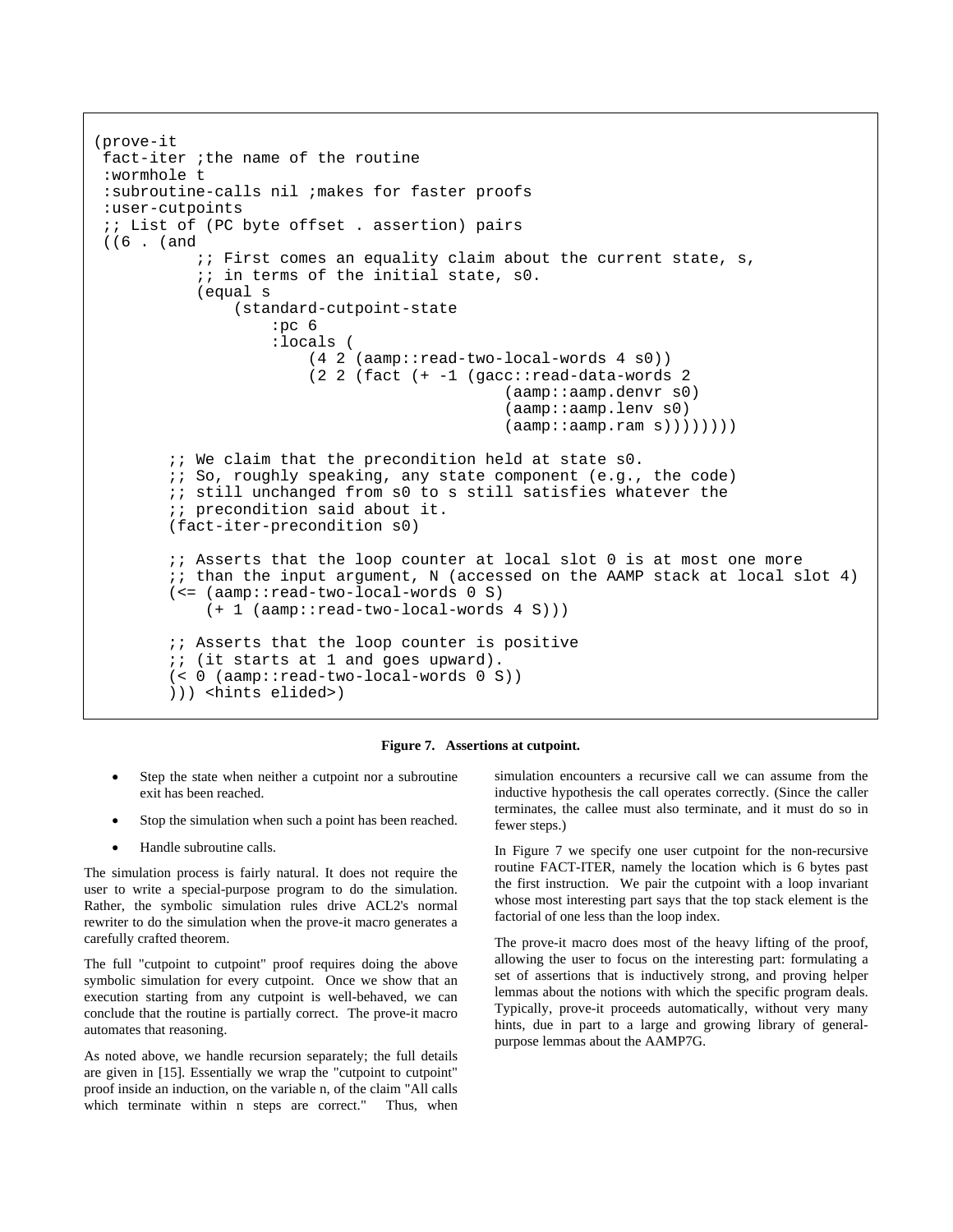```
(prove-it
 fact-iter ;the name of the routine
 :wormhole t
 :subroutine-calls nil ;makes for faster proofs
 :user-cutpoints
 ;; List of (PC byte offset . assertion) pairs
 ((6 . (and
          ;; First comes an equality claim about the current state, s,
          ;; in terms of the initial state, s0.
          (equal s
              (standard-cutpoint-state
                  :pc 6
                  :locals (
                      (4 2 (aamp::read-two-local-words 4 s0))
                      (2 2 (fact (+ -1 (gacc::read-data-words 2
                                           (aamp::aamp.denvr s0)
                                           (aamp::aamp.lenv s0)
                                           (aamp::aamp.ram s))))))))

        ;; We claim that the precondition held at state s0.
        ;; So, roughly speaking, any state component (e.g., the code)
        ;; still unchanged from s0 to s still satisfies whatever the
        ;; precondition said about it.
        (fact-iter-precondition s0)

        ;; Asserts that the loop counter at local slot 0 is at most one more
        ;; than the input argument, N (accessed on the AAMP stack at local slot 4)
        (<= (aamp::read-two-local-words 0 S)
            (+ 1 (aamp::read-two-local-words 4 S)))

        ;; Asserts that the loop counter is positive
        ;; (it starts at 1 and goes upward).
        (< 0 (aamp::read-two-local-words 0 S))
        ))) <hints elided>)
```

**Figure 7. Assertions at cutpoint.**

- Step the state when neither a cutpoint nor a subroutine exit has been reached.
- Stop the simulation when such a point has been reached.
- Handle subroutine calls.

The simulation process is fairly natural. It does not require the user to write a special-purpose program to do the simulation. Rather, the symbolic simulation rules drive ACL2's normal rewriter to do the simulation when the prove-it macro generates a carefully crafted theorem.

The full "cutpoint to cutpoint" proof requires doing the above symbolic simulation for every cutpoint. Once we show that an execution starting from any cutpoint is well-behaved, we can conclude that the routine is partially correct. The prove-it macro automates that reasoning.

As noted above, we handle recursion separately; the full details are given in [15]. Essentially we wrap the "cutpoint to cutpoint" proof inside an induction, on the variable n, of the claim "All calls which terminate within n steps are correct." Thus, when simulation encounters a recursive call we can assume from the inductive hypothesis the call operates correctly. (Since the caller terminates, the callee must also terminate, and it must do so in fewer steps.)

In Figure 7 we specify one user cutpoint for the non-recursive routine FACT-ITER, namely the location which is 6 bytes past the first instruction. We pair the cutpoint with a loop invariant whose most interesting part says that the top stack element is the factorial of one less than the loop index.

The prove-it macro does most of the heavy lifting of the proof, allowing the user to focus on the interesting part: formulating a set of assertions that is inductively strong, and proving helper lemmas about the notions with which the specific program deals. Typically, prove-it proceeds automatically, without very many hints, due in part to a large and growing library of general-purpose lemmas about the AAMP7G.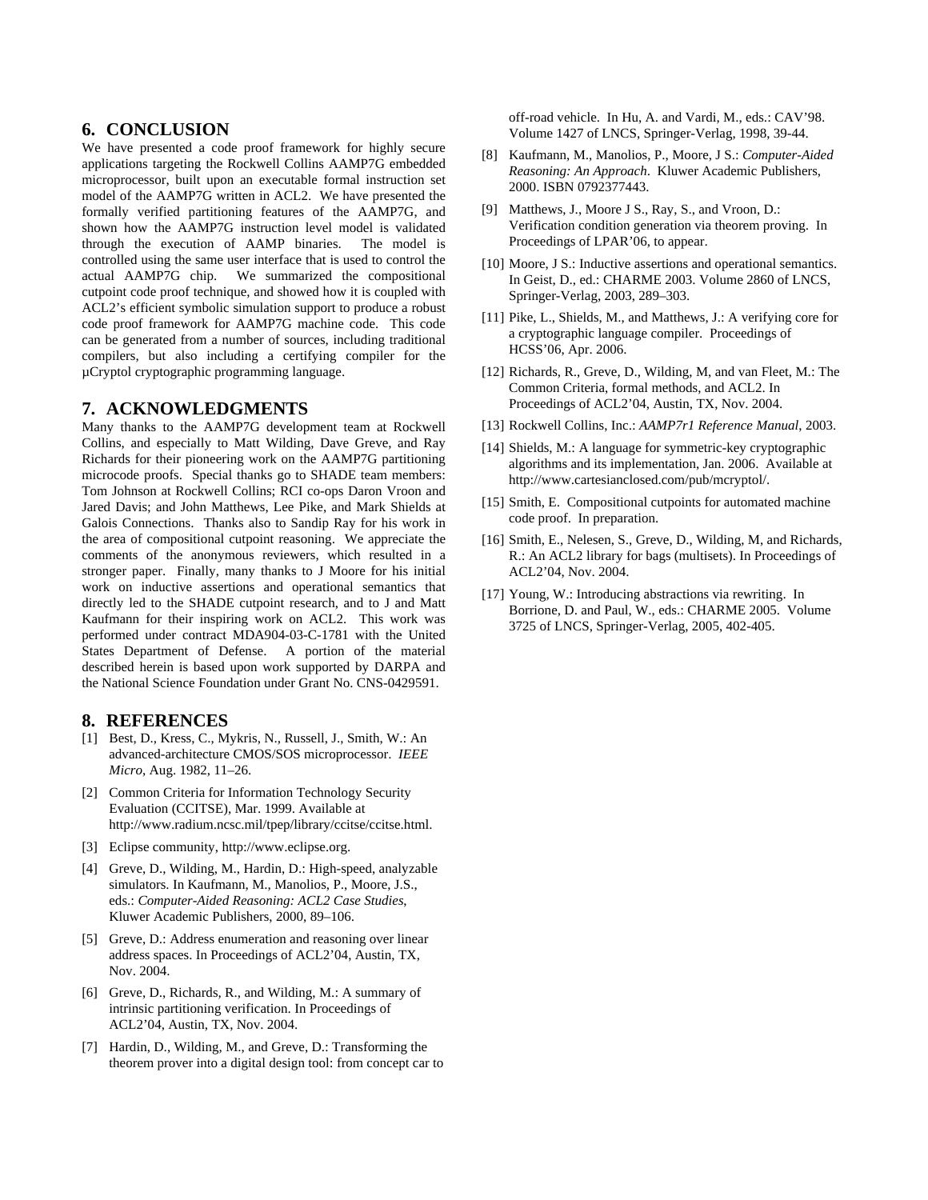## 6. CONCLUSION

We have presented a code proof framework for highly secure applications targeting the Rockwell Collins AAMP7G embedded microprocessor, built upon an executable formal instruction set model of the AAMP7G written in ACL2. We have presented the formally verified partitioning features of the AAMP7G, and shown how the AAMP7G instruction level model is validated through the execution of AAMP binaries. The model is controlled using the same user interface that is used to control the actual AAMP7G chip. We summarized the compositional cutpoint code proof technique, and showed how it is coupled with ACL2's efficient symbolic simulation support to produce a robust code proof framework for AAMP7G machine code. This code can be generated from a number of sources, including traditional compilers, but also including a certifying compiler for the µCryptol cryptographic programming language.

## 7. ACKNOWLEDGMENTS

Many thanks to the AAMP7G development team at Rockwell Collins, and especially to Matt Wilding, Dave Greve, and Ray Richards for their pioneering work on the AAMP7G partitioning microcode proofs. Special thanks go to SHADE team members: Tom Johnson at Rockwell Collins; RCI co-ops Daron Vroon and Jared Davis; and John Matthews, Lee Pike, and Mark Shields at Galois Connections. Thanks also to Sandip Ray for his work in the area of compositional cutpoint reasoning. We appreciate the comments of the anonymous reviewers, which resulted in a stronger paper. Finally, many thanks to J Moore for his initial work on inductive assertions and operational semantics that directly led to the SHADE cutpoint research, and to J and Matt Kaufmann for their inspiring work on ACL2. This work was performed under contract MDA904-03-C-1781 with the United States Department of Defense. A portion of the material described herein is based upon work supported by DARPA and the National Science Foundation under Grant No. CNS-0429591.

## 8. REFERENCES

[1] Best, D., Kress, C., Mykris, N., Russell, J., Smith, W.: An advanced-architecture CMOS/SOS microprocessor. *IEEE Micro*, Aug. 1982, 11–26.

[2] Common Criteria for Information Technology Security Evaluation (CCITSE), Mar. 1999. Available at http://www.radium.ncsc.mil/tpep/library/ccitse/ccitse.html.

[3] Eclipse community, http://www.eclipse.org.

[4] Greve, D., Wilding, M., Hardin, D.: High-speed, analyzable simulators. In Kaufmann, M., Manolios, P., Moore, J.S., eds.: *Computer-Aided Reasoning: ACL2 Case Studies*, Kluwer Academic Publishers, 2000, 89–106.

[5] Greve, D.: Address enumeration and reasoning over linear address spaces. In Proceedings of ACL2'04, Austin, TX, Nov. 2004.

[6] Greve, D., Richards, R., and Wilding, M.: A summary of intrinsic partitioning verification. In Proceedings of ACL2'04, Austin, TX, Nov. 2004.

[7] Hardin, D., Wilding, M., and Greve, D.: Transforming the theorem prover into a digital design tool: from concept car to off-road vehicle. In Hu, A. and Vardi, M., eds.: CAV'98. Volume 1427 of LNCS, Springer-Verlag, 1998, 39-44.

[8] Kaufmann, M., Manolios, P., Moore, J S.: *Computer-Aided Reasoning: An Approach*. Kluwer Academic Publishers, 2000. ISBN 0792377443.

[9] Matthews, J., Moore J S., Ray, S., and Vroon, D.: Verification condition generation via theorem proving. In Proceedings of LPAR'06, to appear.

[10] Moore, J S.: Inductive assertions and operational semantics. In Geist, D., ed.: CHARME 2003. Volume 2860 of LNCS, Springer-Verlag, 2003, 289–303.

[11] Pike, L., Shields, M., and Matthews, J.: A verifying core for a cryptographic language compiler. Proceedings of HCSS'06, Apr. 2006.

[12] Richards, R., Greve, D., Wilding, M, and van Fleet, M.: The Common Criteria, formal methods, and ACL2. In Proceedings of ACL2'04, Austin, TX, Nov. 2004.

[13] Rockwell Collins, Inc.: *AAMP7r1 Reference Manual*, 2003.

[14] Shields, M.: A language for symmetric-key cryptographic algorithms and its implementation, Jan. 2006. Available at http://www.cartesianclosed.com/pub/mcryptol/.

[15] Smith, E. Compositional cutpoints for automated machine code proof. In preparation.

[16] Smith, E., Nelesen, S., Greve, D., Wilding, M, and Richards, R.: An ACL2 library for bags (multisets). In Proceedings of ACL2'04, Nov. 2004.

[17] Young, W.: Introducing abstractions via rewriting. In Borrione, D. and Paul, W., eds.: CHARME 2005. Volume 3725 of LNCS, Springer-Verlag, 2005, 402-405.